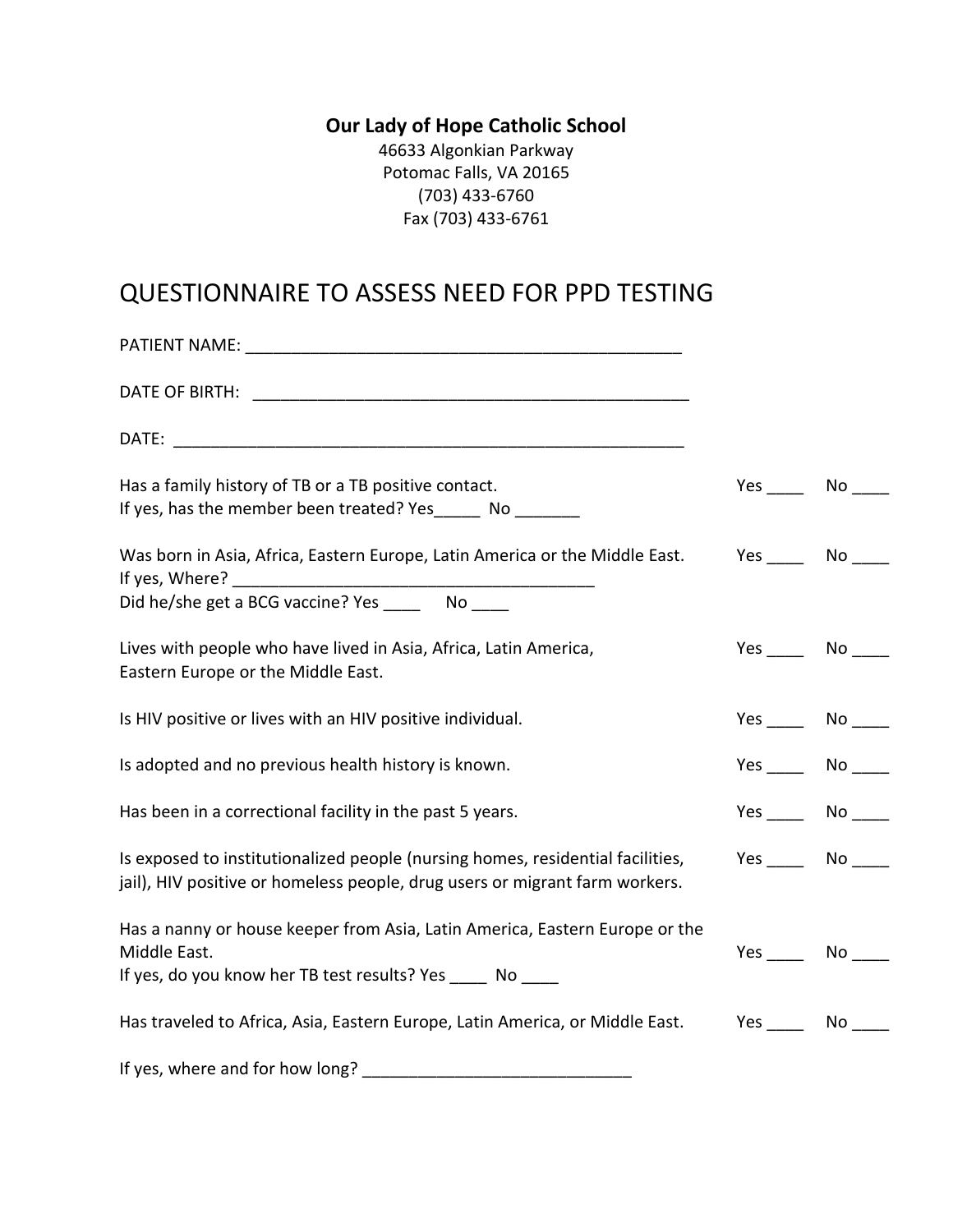**Our Lady of Hope Catholic School**
46633 Algonkian Parkway
Potomac Falls, VA 20165
(703) 433-6760
Fax (703) 433-6761

# QUESTIONNAIRE TO ASSESS NEED FOR PPD TESTING

PATIENT NAME: ________________________________________________

DATE OF BIRTH: ________________________________________________

DATE: ________________________________________________________

Has a family history of TB or a TB positive contact. Yes ____ No ____
If yes, has the member been treated? Yes_____ No _______

Was born in Asia, Africa, Eastern Europe, Latin America or the Middle East. Yes ____ No ____
If yes, Where? ________________________________________
Did he/she get a BCG vaccine? Yes ____ No ____

Lives with people who have lived in Asia, Africa, Latin America, Eastern Europe or the Middle East. Yes ____ No ____

Is HIV positive or lives with an HIV positive individual. Yes ____ No ____

Is adopted and no previous health history is known. Yes ____ No ____

Has been in a correctional facility in the past 5 years. Yes ____ No ____

Is exposed to institutionalized people (nursing homes, residential facilities, jail), HIV positive or homeless people, drug users or migrant farm workers. Yes ____ No ____

Has a nanny or house keeper from Asia, Latin America, Eastern Europe or the Middle East. Yes ____ No ____
If yes, do you know her TB test results? Yes ____ No ____

Has traveled to Africa, Asia, Eastern Europe, Latin America, or Middle East. Yes ____ No ____

If yes, where and for how long? _____________________________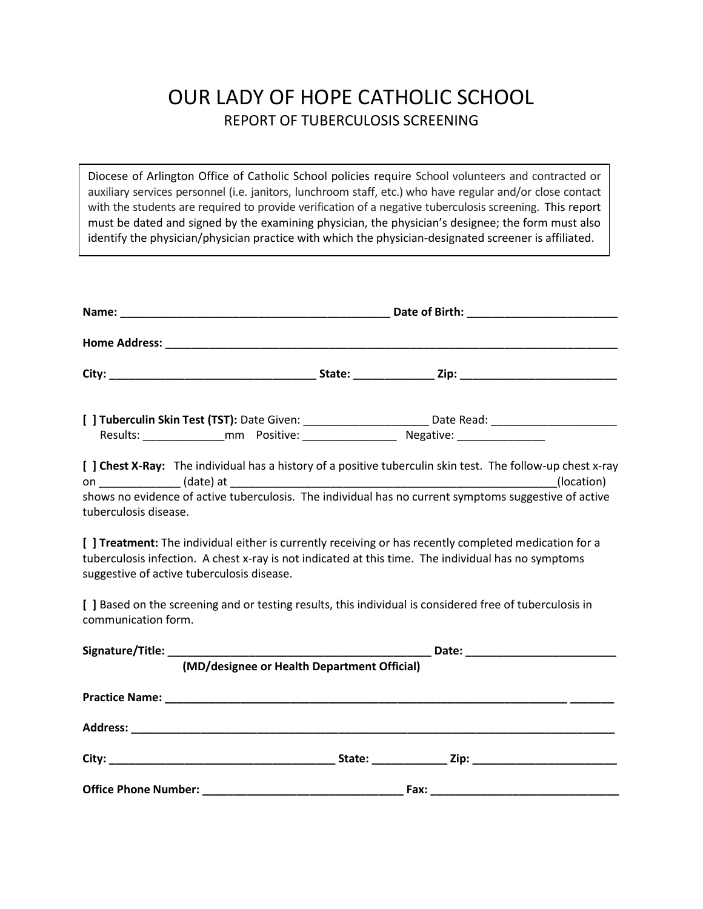# OUR LADY OF HOPE CATHOLIC SCHOOL

## REPORT OF TUBERCULOSIS SCREENING

> Diocese of Arlington Office of Catholic School policies require School volunteers and contracted or auxiliary services personnel (i.e. janitors, lunchroom staff, etc.) who have regular and/or close contact with the students are required to provide verification of a negative tuberculosis screening. This report must be dated and signed by the examining physician, the physician's designee; the form must also identify the physician/physician practice with which the physician-designated screener is affiliated.

**Name:** ___________________________________________ **Date of Birth:** ________________________

**Home Address:** ________________________________________________________________________

**City:** ________________________________ **State:** _____________ **Zip:** ________________________

**[ ] Tuberculin Skin Test (TST):** Date Given: ___________________ Date Read: ___________________
Results: _____________mm Positive: _______________ Negative: ______________

**[ ] Chest X-Ray:** The individual has a history of a positive tuberculin skin test. The follow-up chest x-ray on ____________ (date) at ____________________________________________________(location) shows no evidence of active tuberculosis. The individual has no current symptoms suggestive of active tuberculosis disease.

**[ ] Treatment:** The individual either is currently receiving or has recently completed medication for a tuberculosis infection. A chest x-ray is not indicated at this time. The individual has no symptoms suggestive of active tuberculosis disease.

**[ ]** Based on the screening and or testing results, this individual is considered free of tuberculosis in communication form.

**Signature/Title:** __________________________________________ **Date:** ________________________
**(MD/designee or Health Department Official)**

**Practice Name:** ________________________________________________________________ _______

**Address:** _____________________________________________________________________________

**City:** ___________________________________ **State:** ____________ **Zip:** _______________________

**Office Phone Number:** _______________________________ **Fax:** ______________________________